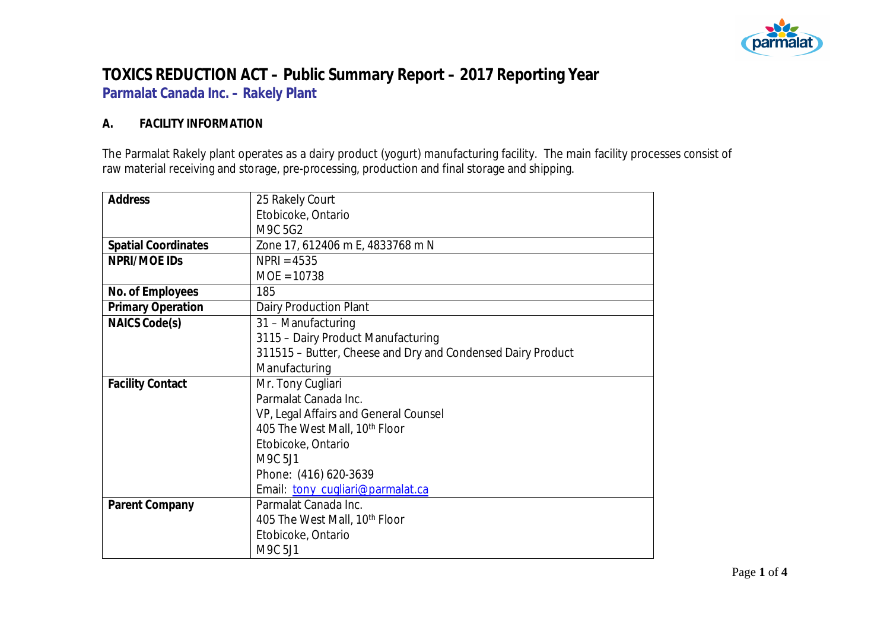# TOXICS REDUCTION ACT – Public Summary Report – 2017 Reporting Year

## Parmalat Canada Inc. – Rakely Plant

### A. FACILITY INFORMATION

The Parmalat Rakely plant operates as a dairy product (yogurt) manufacturing facility. The main facility processes consist of raw material receiving and storage, pre-processing, production and final storage and shipping.

| | |
|---|---|
| **Address** | 25 Rakely Court<br>Etobicoke, Ontario<br>M9C 5G2 |
| **Spatial Coordinates** | Zone 17, 612406 m E, 4833768 m N |
| **NPRI/MOE IDs** | NPRI = 4535<br>MOE = 10738 |
| **No. of Employees** | 185 |
| **Primary Operation** | Dairy Production Plant |
| **NAICS Code(s)** | 31 – Manufacturing<br>3115 – Dairy Product Manufacturing<br>311515 – Butter, Cheese and Dry and Condensed Dairy Product Manufacturing |
| **Facility Contact** | Mr. Tony Cugliari<br>Parmalat Canada Inc.<br>VP, Legal Affairs and General Counsel<br>405 The West Mall, 10th Floor<br>Etobicoke, Ontario<br>M9C 5J1<br>Phone: (416) 620-3639<br>Email: tony_cugliari@parmalat.ca |
| **Parent Company** | Parmalat Canada Inc.<br>405 The West Mall, 10th Floor<br>Etobicoke, Ontario<br>M9C 5J1 |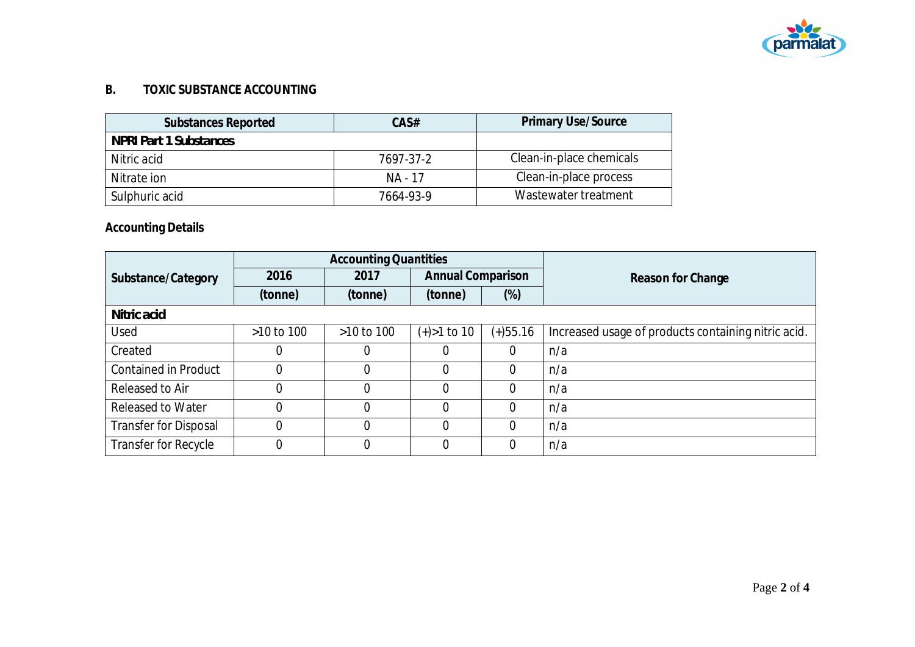## B. TOXIC SUBSTANCE ACCOUNTING

| Substances Reported | CAS# | Primary Use/Source |
|---|---|---|
| **NPRI Part 1 Substances** | | |
| Nitric acid | 7697-37-2 | Clean-in-place chemicals |
| Nitrate ion | NA - 17 | Clean-in-place process |
| Sulphuric acid | 7664-93-9 | Wastewater treatment |

**Accounting Details**

| Substance/Category | Accounting Quantities | | | | Reason for Change |
|---|---|---|---|---|---|
| | 2016 | 2017 | Annual Comparison | | |
| | (tonne) | (tonne) | (tonne) | (%) | |
| **Nitric acid** | | | | | |
| Used | >10 to 100 | >10 to 100 | (+)>1 to 10 | (+)55.16 | Increased usage of products containing nitric acid. |
| Created | 0 | 0 | 0 | 0 | n/a |
| Contained in Product | 0 | 0 | 0 | 0 | n/a |
| Released to Air | 0 | 0 | 0 | 0 | n/a |
| Released to Water | 0 | 0 | 0 | 0 | n/a |
| Transfer for Disposal | 0 | 0 | 0 | 0 | n/a |
| Transfer for Recycle | 0 | 0 | 0 | 0 | n/a |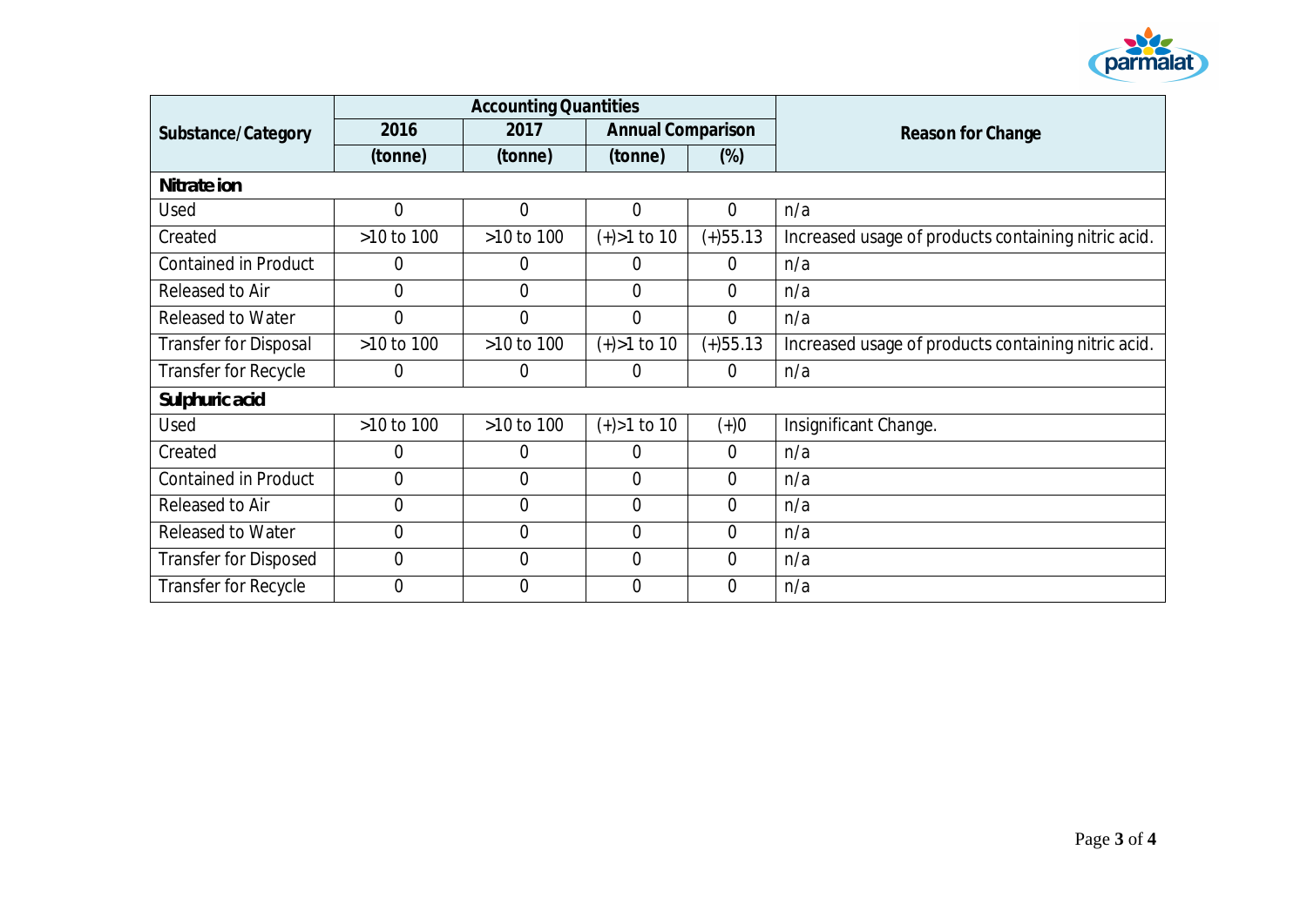| Substance/Category | Accounting Quantities | | | | Reason for Change |
|---|---|---|---|---|---|
| | 2016 | 2017 | Annual Comparison | | |
| | (tonne) | (tonne) | (tonne) | (%) | |
| **Nitrate ion** | | | | | |
| Used | 0 | 0 | 0 | 0 | n/a |
| Created | >10 to 100 | >10 to 100 | (+)>1 to 10 | (+)55.13 | Increased usage of products containing nitric acid. |
| Contained in Product | 0 | 0 | 0 | 0 | n/a |
| Released to Air | 0 | 0 | 0 | 0 | n/a |
| Released to Water | 0 | 0 | 0 | 0 | n/a |
| Transfer for Disposal | >10 to 100 | >10 to 100 | (+)>1 to 10 | (+)55.13 | Increased usage of products containing nitric acid. |
| Transfer for Recycle | 0 | 0 | 0 | 0 | n/a |
| **Sulphuric acid** | | | | | |
| Used | >10 to 100 | >10 to 100 | (+)>1 to 10 | (+)0 | Insignificant Change. |
| Created | 0 | 0 | 0 | 0 | n/a |
| Contained in Product | 0 | 0 | 0 | 0 | n/a |
| Released to Air | 0 | 0 | 0 | 0 | n/a |
| Released to Water | 0 | 0 | 0 | 0 | n/a |
| Transfer for Disposed | 0 | 0 | 0 | 0 | n/a |
| Transfer for Recycle | 0 | 0 | 0 | 0 | n/a |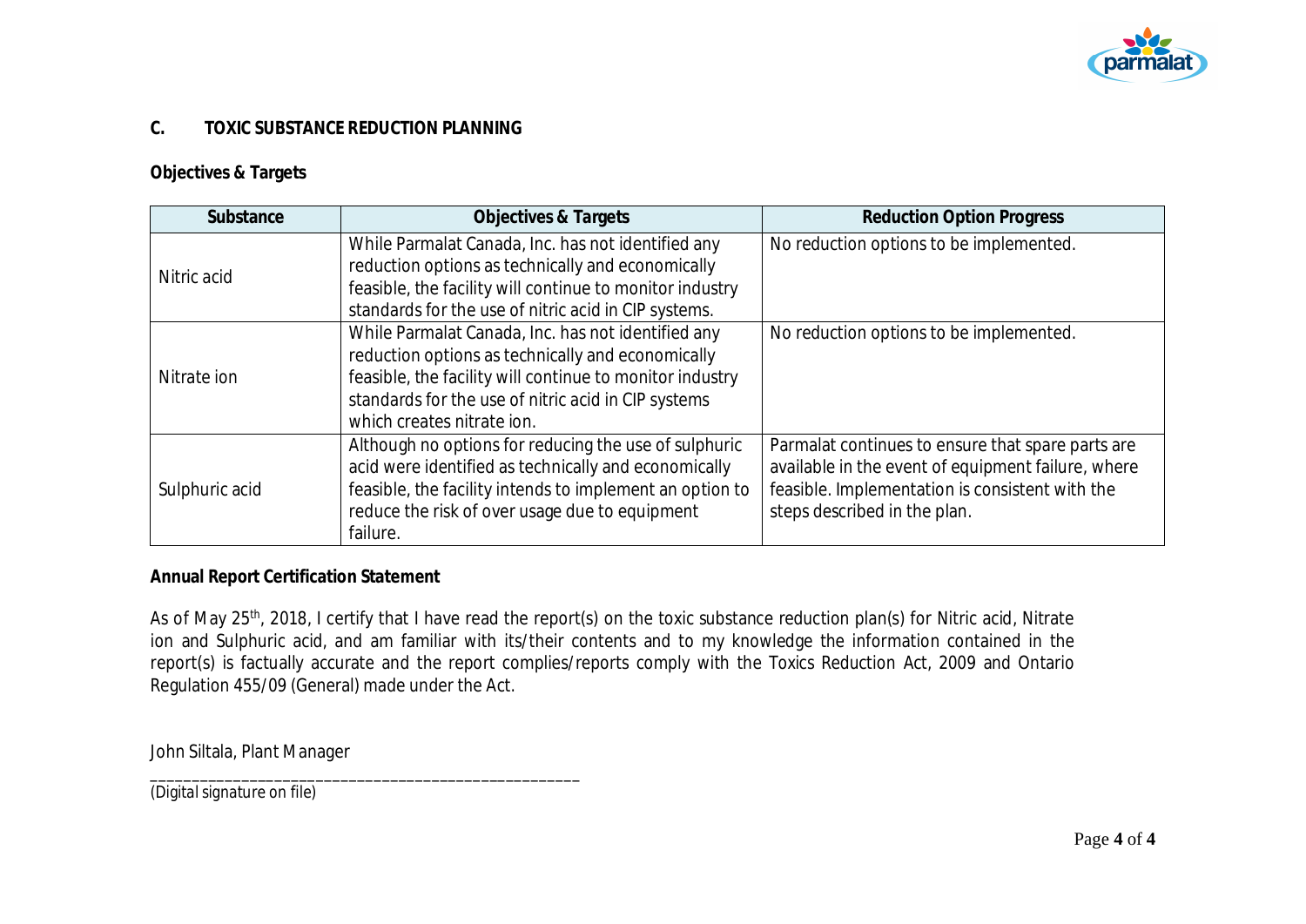## C. TOXIC SUBSTANCE REDUCTION PLANNING

**Objectives & Targets**

| Substance | Objectives & Targets | Reduction Option Progress |
|---|---|---|
| Nitric acid | While Parmalat Canada, Inc. has not identified any reduction options as technically and economically feasible, the facility will continue to monitor industry standards for the use of nitric acid in CIP systems. | No reduction options to be implemented. |
| Nitrate ion | While Parmalat Canada, Inc. has not identified any reduction options as technically and economically feasible, the facility will continue to monitor industry standards for the use of nitric acid in CIP systems which creates nitrate ion. | No reduction options to be implemented. |
| Sulphuric acid | Although no options for reducing the use of sulphuric acid were identified as technically and economically feasible, the facility intends to implement an option to reduce the risk of over usage due to equipment failure. | Parmalat continues to ensure that spare parts are available in the event of equipment failure, where feasible. Implementation is consistent with the steps described in the plan. |

**Annual Report Certification Statement**

As of May 25th, 2018, I certify that I have read the report(s) on the toxic substance reduction plan(s) for Nitric acid, Nitrate ion and Sulphuric acid, and am familiar with its/their contents and to my knowledge the information contained in the report(s) is factually accurate and the report complies/reports comply with the Toxics Reduction Act, 2009 and Ontario Regulation 455/09 (General) made under the Act.

John Siltala, Plant Manager

___________________________________________________

(Digital signature on file)